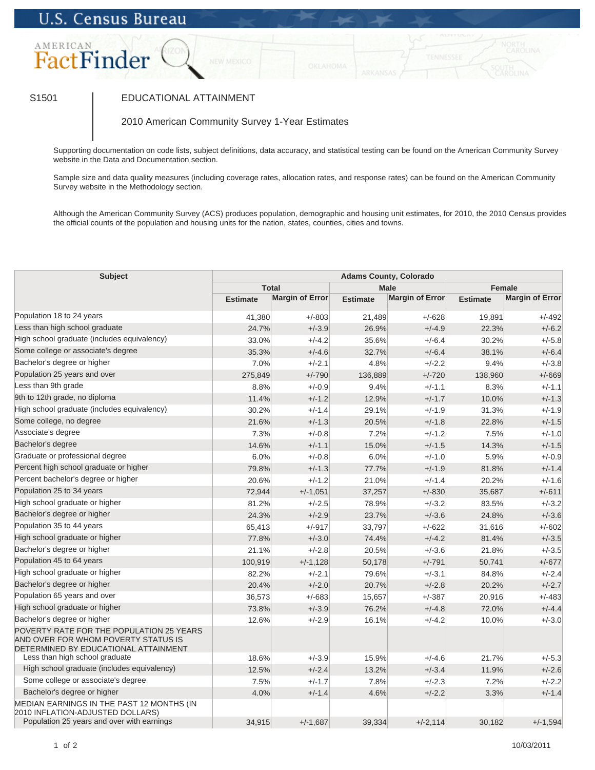U.S. Census Bureau

AMERICAN FactFinder

S1501

# EDUCATIONAL ATTAINMENT

2010 American Community Survey 1-Year Estimates

Supporting documentation on code lists, subject definitions, data accuracy, and statistical testing can be found on the American Community Survey website in the Data and Documentation section.

Sample size and data quality measures (including coverage rates, allocation rates, and response rates) can be found on the American Community Survey website in the Methodology section.

Although the American Community Survey (ACS) produces population, demographic and housing unit estimates, for 2010, the 2010 Census provides the official counts of the population and housing units for the nation, states, counties, cities and towns.

| Subject | Adams County, Colorado | | | | | |
|---|---|---|---|---|---|---|
| | Total | | Male | | Female | |
| | Estimate | Margin of Error | Estimate | Margin of Error | Estimate | Margin of Error |
| Population 18 to 24 years | 41,380 | +/-803 | 21,489 | +/-628 | 19,891 | +/-492 |
| Less than high school graduate | 24.7% | +/-3.9 | 26.9% | +/-4.9 | 22.3% | +/-6.2 |
| High school graduate (includes equivalency) | 33.0% | +/-4.2 | 35.6% | +/-6.4 | 30.2% | +/-5.8 |
| Some college or associate's degree | 35.3% | +/-4.6 | 32.7% | +/-6.4 | 38.1% | +/-6.4 |
| Bachelor's degree or higher | 7.0% | +/-2.1 | 4.8% | +/-2.2 | 9.4% | +/-3.8 |
| Population 25 years and over | 275,849 | +/-790 | 136,889 | +/-720 | 138,960 | +/-669 |
| Less than 9th grade | 8.8% | +/-0.9 | 9.4% | +/-1.1 | 8.3% | +/-1.1 |
| 9th to 12th grade, no diploma | 11.4% | +/-1.2 | 12.9% | +/-1.7 | 10.0% | +/-1.3 |
| High school graduate (includes equivalency) | 30.2% | +/-1.4 | 29.1% | +/-1.9 | 31.3% | +/-1.9 |
| Some college, no degree | 21.6% | +/-1.3 | 20.5% | +/-1.8 | 22.8% | +/-1.5 |
| Associate's degree | 7.3% | +/-0.8 | 7.2% | +/-1.2 | 7.5% | +/-1.0 |
| Bachelor's degree | 14.6% | +/-1.1 | 15.0% | +/-1.5 | 14.3% | +/-1.5 |
| Graduate or professional degree | 6.0% | +/-0.8 | 6.0% | +/-1.0 | 5.9% | +/-0.9 |
| Percent high school graduate or higher | 79.8% | +/-1.3 | 77.7% | +/-1.9 | 81.8% | +/-1.4 |
| Percent bachelor's degree or higher | 20.6% | +/-1.2 | 21.0% | +/-1.4 | 20.2% | +/-1.6 |
| Population 25 to 34 years | 72,944 | +/-1,051 | 37,257 | +/-830 | 35,687 | +/-611 |
| High school graduate or higher | 81.2% | +/-2.5 | 78.9% | +/-3.2 | 83.5% | +/-3.2 |
| Bachelor's degree or higher | 24.3% | +/-2.9 | 23.7% | +/-3.6 | 24.8% | +/-3.6 |
| Population 35 to 44 years | 65,413 | +/-917 | 33,797 | +/-622 | 31,616 | +/-602 |
| High school graduate or higher | 77.8% | +/-3.0 | 74.4% | +/-4.2 | 81.4% | +/-3.5 |
| Bachelor's degree or higher | 21.1% | +/-2.8 | 20.5% | +/-3.6 | 21.8% | +/-3.5 |
| Population 45 to 64 years | 100,919 | +/-1,128 | 50,178 | +/-791 | 50,741 | +/-677 |
| High school graduate or higher | 82.2% | +/-2.1 | 79.6% | +/-3.1 | 84.8% | +/-2.4 |
| Bachelor's degree or higher | 20.4% | +/-2.0 | 20.7% | +/-2.8 | 20.2% | +/-2.7 |
| Population 65 years and over | 36,573 | +/-683 | 15,657 | +/-387 | 20,916 | +/-483 |
| High school graduate or higher | 73.8% | +/-3.9 | 76.2% | +/-4.8 | 72.0% | +/-4.4 |
| Bachelor's degree or higher | 12.6% | +/-2.9 | 16.1% | +/-4.2 | 10.0% | +/-3.0 |
| POVERTY RATE FOR THE POPULATION 25 YEARS AND OVER FOR WHOM POVERTY STATUS IS DETERMINED BY EDUCATIONAL ATTAINMENT | | | | | | |
| Less than high school graduate | 18.6% | +/-3.9 | 15.9% | +/-4.6 | 21.7% | +/-5.3 |
| High school graduate (includes equivalency) | 12.5% | +/-2.4 | 13.2% | +/-3.4 | 11.9% | +/-2.6 |
| Some college or associate's degree | 7.5% | +/-1.7 | 7.8% | +/-2.3 | 7.2% | +/-2.2 |
| Bachelor's degree or higher | 4.0% | +/-1.4 | 4.6% | +/-2.2 | 3.3% | +/-1.4 |
| MEDIAN EARNINGS IN THE PAST 12 MONTHS (IN 2010 INFLATION-ADJUSTED DOLLARS) | | | | | | |
| Population 25 years and over with earnings | 34,915 | +/-1,687 | 39,334 | +/-2,114 | 30,182 | +/-1,594 |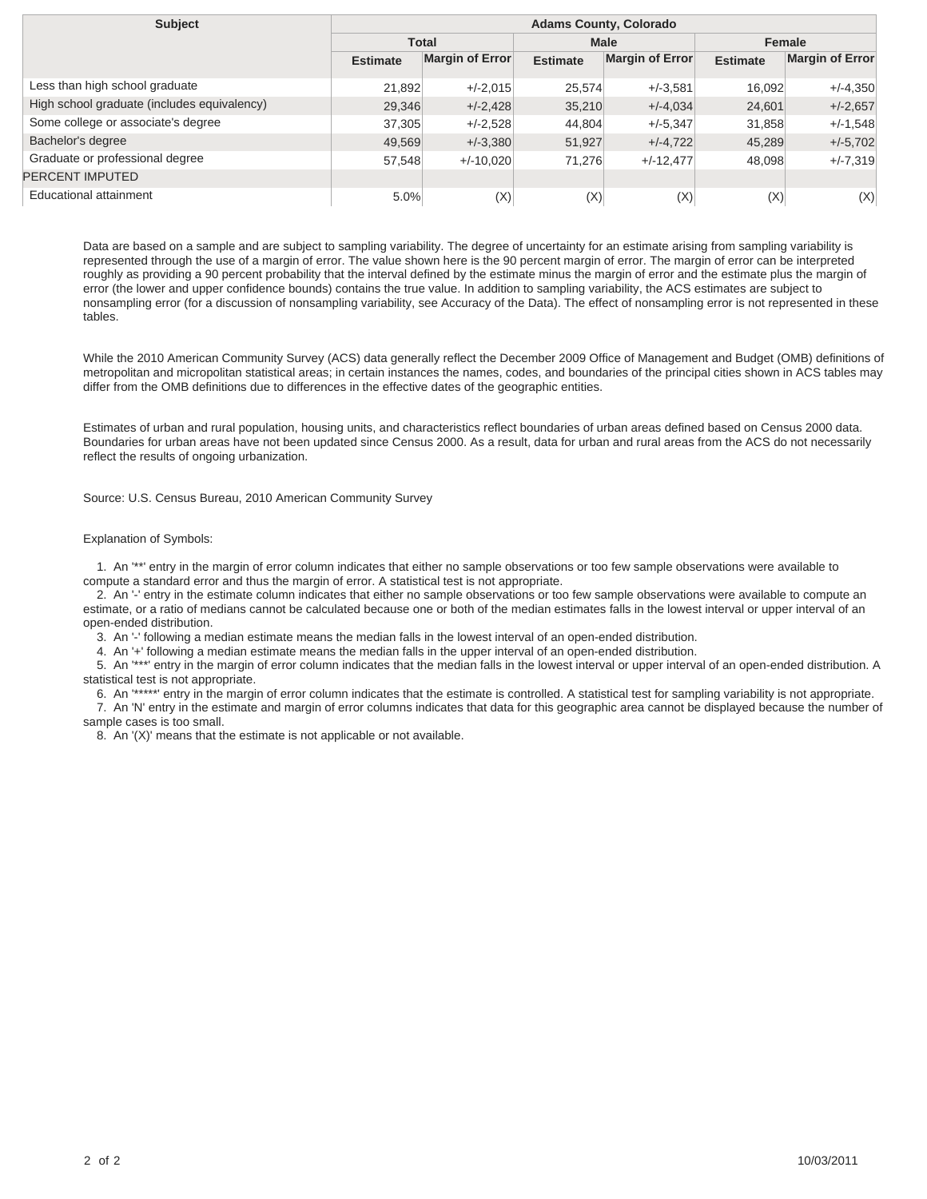| Subject | Adams County, Colorado | | | | | |
|---|---|---|---|---|---|---|
| | Total | | Male | | Female | |
| | Estimate | Margin of Error | Estimate | Margin of Error | Estimate | Margin of Error |
| Less than high school graduate | 21,892 | +/-2,015 | 25,574 | +/-3,581 | 16,092 | +/-4,350 |
| High school graduate (includes equivalency) | 29,346 | +/-2,428 | 35,210 | +/-4,034 | 24,601 | +/-2,657 |
| Some college or associate's degree | 37,305 | +/-2,528 | 44,804 | +/-5,347 | 31,858 | +/-1,548 |
| Bachelor's degree | 49,569 | +/-3,380 | 51,927 | +/-4,722 | 45,289 | +/-5,702 |
| Graduate or professional degree | 57,548 | +/-10,020 | 71,276 | +/-12,477 | 48,098 | +/-7,319 |
| PERCENT IMPUTED | | | | | | |
| Educational attainment | 5.0% | (X) | (X) | (X) | (X) | (X) |

Data are based on a sample and are subject to sampling variability. The degree of uncertainty for an estimate arising from sampling variability is represented through the use of a margin of error. The value shown here is the 90 percent margin of error. The margin of error can be interpreted roughly as providing a 90 percent probability that the interval defined by the estimate minus the margin of error and the estimate plus the margin of error (the lower and upper confidence bounds) contains the true value. In addition to sampling variability, the ACS estimates are subject to nonsampling error (for a discussion of nonsampling variability, see Accuracy of the Data). The effect of nonsampling error is not represented in these tables.

While the 2010 American Community Survey (ACS) data generally reflect the December 2009 Office of Management and Budget (OMB) definitions of metropolitan and micropolitan statistical areas; in certain instances the names, codes, and boundaries of the principal cities shown in ACS tables may differ from the OMB definitions due to differences in the effective dates of the geographic entities.

Estimates of urban and rural population, housing units, and characteristics reflect boundaries of urban areas defined based on Census 2000 data. Boundaries for urban areas have not been updated since Census 2000. As a result, data for urban and rural areas from the ACS do not necessarily reflect the results of ongoing urbanization.

Source: U.S. Census Bureau, 2010 American Community Survey

Explanation of Symbols:

1. An '**' entry in the margin of error column indicates that either no sample observations or too few sample observations were available to compute a standard error and thus the margin of error. A statistical test is not appropriate.
2. An '-' entry in the estimate column indicates that either no sample observations or too few sample observations were available to compute an estimate, or a ratio of medians cannot be calculated because one or both of the median estimates falls in the lowest interval or upper interval of an open-ended distribution.
3. An '-' following a median estimate means the median falls in the lowest interval of an open-ended distribution.
4. An '+' following a median estimate means the median falls in the upper interval of an open-ended distribution.
5. An '***' entry in the margin of error column indicates that the median falls in the lowest interval or upper interval of an open-ended distribution. A statistical test is not appropriate.
6. An '*****' entry in the margin of error column indicates that the estimate is controlled. A statistical test for sampling variability is not appropriate.
7. An 'N' entry in the estimate and margin of error columns indicates that data for this geographic area cannot be displayed because the number of sample cases is too small.
8. An '(X)' means that the estimate is not applicable or not available.